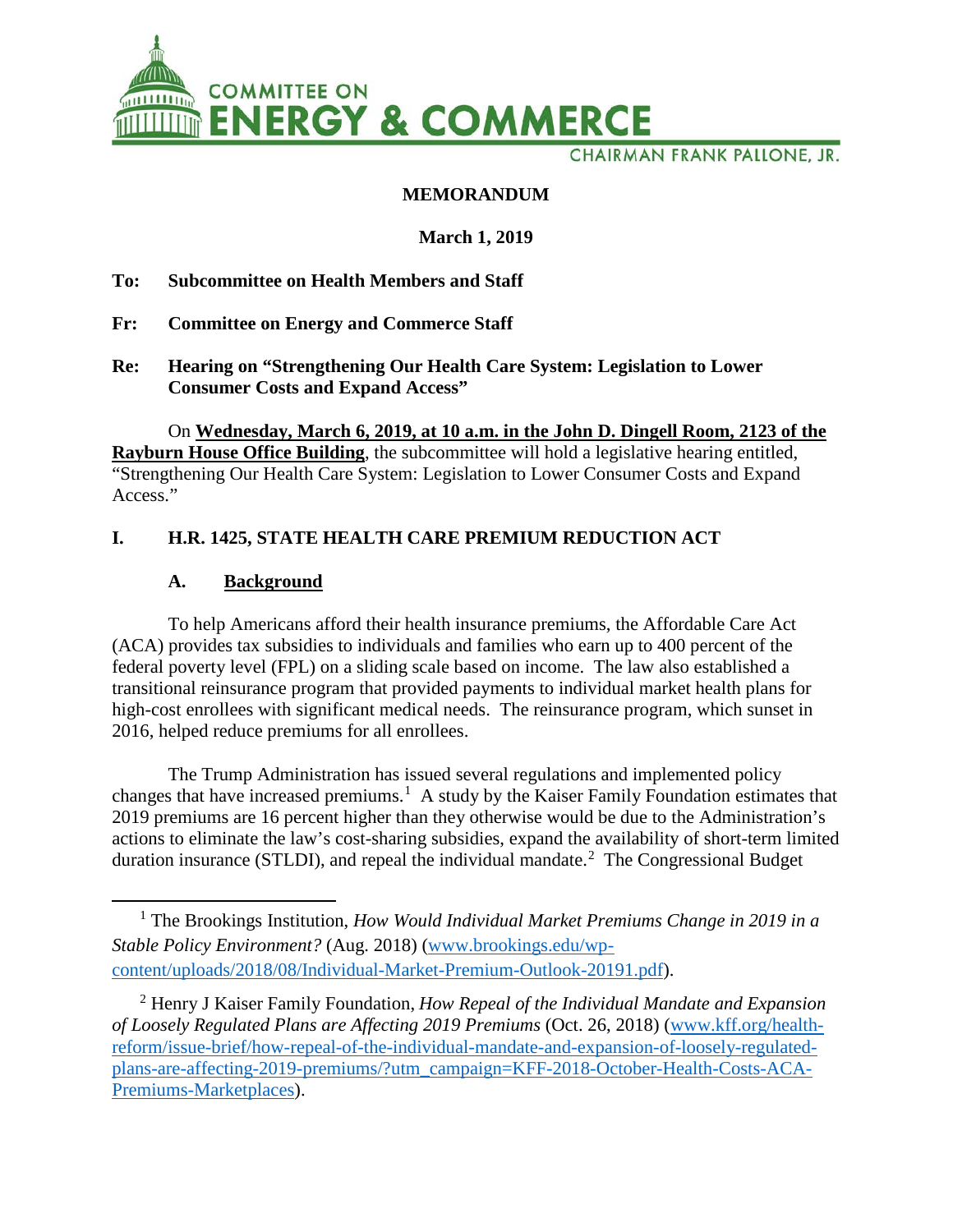COMMITTEE ON **ENERGY & COMMERCE**

CHAIRMAN FRANK PALLONE, JR.

**MEMORANDUM**

**March 1, 2019**

**To: Subcommittee on Health Members and Staff**

**Fr: Committee on Energy and Commerce Staff**

**Re: Hearing on "Strengthening Our Health Care System: Legislation to Lower Consumer Costs and Expand Access"**

On **Wednesday, March 6, 2019, at 10 a.m. in the John D. Dingell Room, 2123 of the Rayburn House Office Building**, the subcommittee will hold a legislative hearing entitled, "Strengthening Our Health Care System: Legislation to Lower Consumer Costs and Expand Access."

## I. H.R. 1425, STATE HEALTH CARE PREMIUM REDUCTION ACT

### A. Background

To help Americans afford their health insurance premiums, the Affordable Care Act (ACA) provides tax subsidies to individuals and families who earn up to 400 percent of the federal poverty level (FPL) on a sliding scale based on income. The law also established a transitional reinsurance program that provided payments to individual market health plans for high-cost enrollees with significant medical needs. The reinsurance program, which sunset in 2016, helped reduce premiums for all enrollees.

The Trump Administration has issued several regulations and implemented policy changes that have increased premiums.[1] A study by the Kaiser Family Foundation estimates that 2019 premiums are 16 percent higher than they otherwise would be due to the Administration's actions to eliminate the law's cost-sharing subsidies, expand the availability of short-term limited duration insurance (STLDI), and repeal the individual mandate.[2] The Congressional Budget

---

[1] The Brookings Institution, *How Would Individual Market Premiums Change in 2019 in a Stable Policy Environment?* (Aug. 2018) (www.brookings.edu/wp-content/uploads/2018/08/Individual-Market-Premium-Outlook-20191.pdf).

[2] Henry J Kaiser Family Foundation, *How Repeal of the Individual Mandate and Expansion of Loosely Regulated Plans are Affecting 2019 Premiums* (Oct. 26, 2018) (www.kff.org/health-reform/issue-brief/how-repeal-of-the-individual-mandate-and-expansion-of-loosely-regulated-plans-are-affecting-2019-premiums/?utm_campaign=KFF-2018-October-Health-Costs-ACA-Premiums-Marketplaces).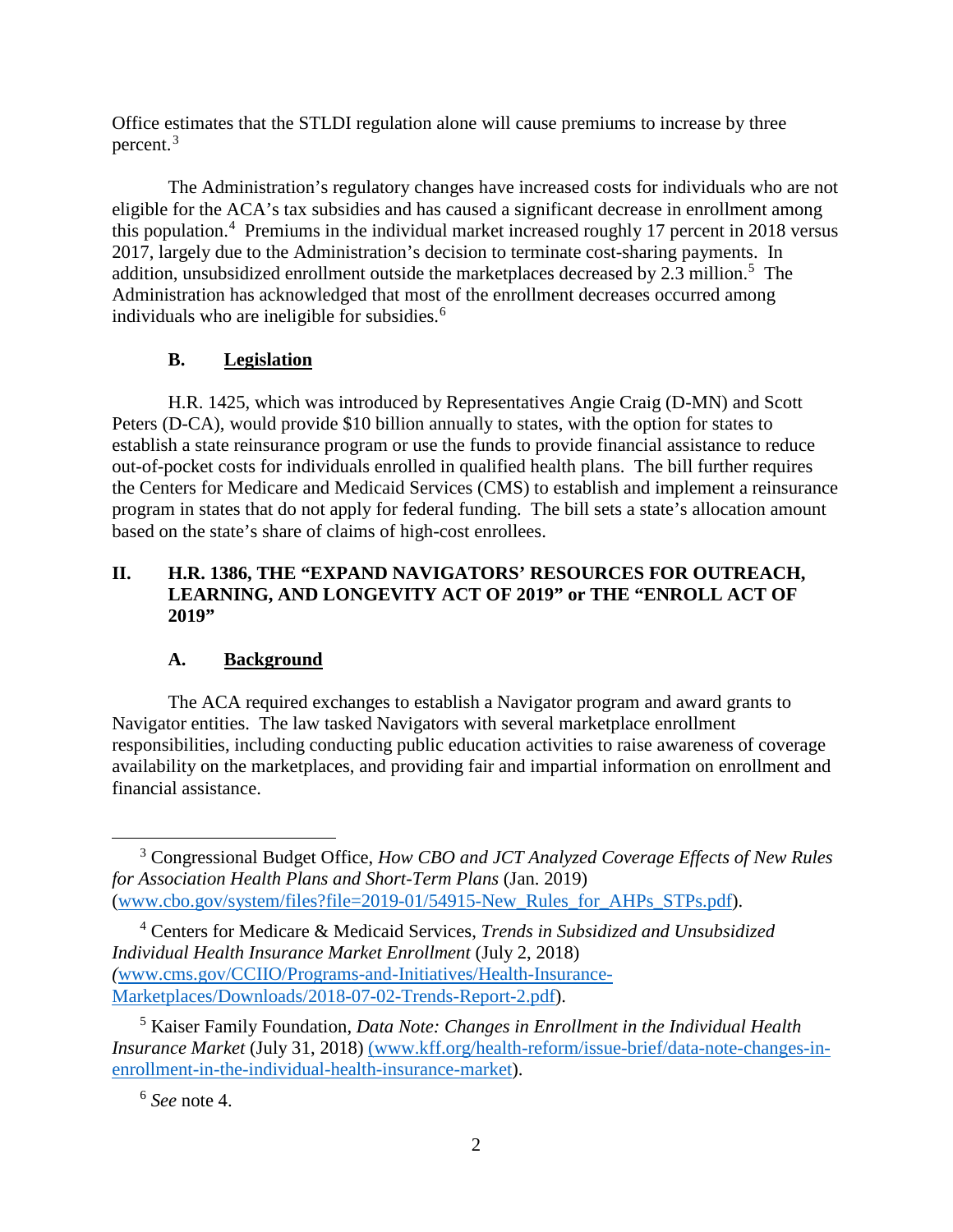Office estimates that the STLDI regulation alone will cause premiums to increase by three percent.[3]

The Administration's regulatory changes have increased costs for individuals who are not eligible for the ACA's tax subsidies and has caused a significant decrease in enrollment among this population.[4] Premiums in the individual market increased roughly 17 percent in 2018 versus 2017, largely due to the Administration's decision to terminate cost-sharing payments. In addition, unsubsidized enrollment outside the marketplaces decreased by 2.3 million.[5] The Administration has acknowledged that most of the enrollment decreases occurred among individuals who are ineligible for subsidies.[6]

### B. Legislation

H.R. 1425, which was introduced by Representatives Angie Craig (D-MN) and Scott Peters (D-CA), would provide $10 billion annually to states, with the option for states to establish a state reinsurance program or use the funds to provide financial assistance to reduce out-of-pocket costs for individuals enrolled in qualified health plans. The bill further requires the Centers for Medicare and Medicaid Services (CMS) to establish and implement a reinsurance program in states that do not apply for federal funding. The bill sets a state's allocation amount based on the state's share of claims of high-cost enrollees.

## II. H.R. 1386, THE "EXPAND NAVIGATORS' RESOURCES FOR OUTREACH, LEARNING, AND LONGEVITY ACT OF 2019" or THE "ENROLL ACT OF 2019"

### A. Background

The ACA required exchanges to establish a Navigator program and award grants to Navigator entities. The law tasked Navigators with several marketplace enrollment responsibilities, including conducting public education activities to raise awareness of coverage availability on the marketplaces, and providing fair and impartial information on enrollment and financial assistance.

---

[3] Congressional Budget Office, *How CBO and JCT Analyzed Coverage Effects of New Rules for Association Health Plans and Short-Term Plans* (Jan. 2019) (www.cbo.gov/system/files?file=2019-01/54915-New_Rules_for_AHPs_STPs.pdf).

[4] Centers for Medicare & Medicaid Services, *Trends in Subsidized and Unsubsidized Individual Health Insurance Market Enrollment* (July 2, 2018) (www.cms.gov/CCIIO/Programs-and-Initiatives/Health-Insurance-Marketplaces/Downloads/2018-07-02-Trends-Report-2.pdf).

[5] Kaiser Family Foundation, *Data Note: Changes in Enrollment in the Individual Health Insurance Market* (July 31, 2018) (www.kff.org/health-reform/issue-brief/data-note-changes-in-enrollment-in-the-individual-health-insurance-market).

[6] *See* note 4.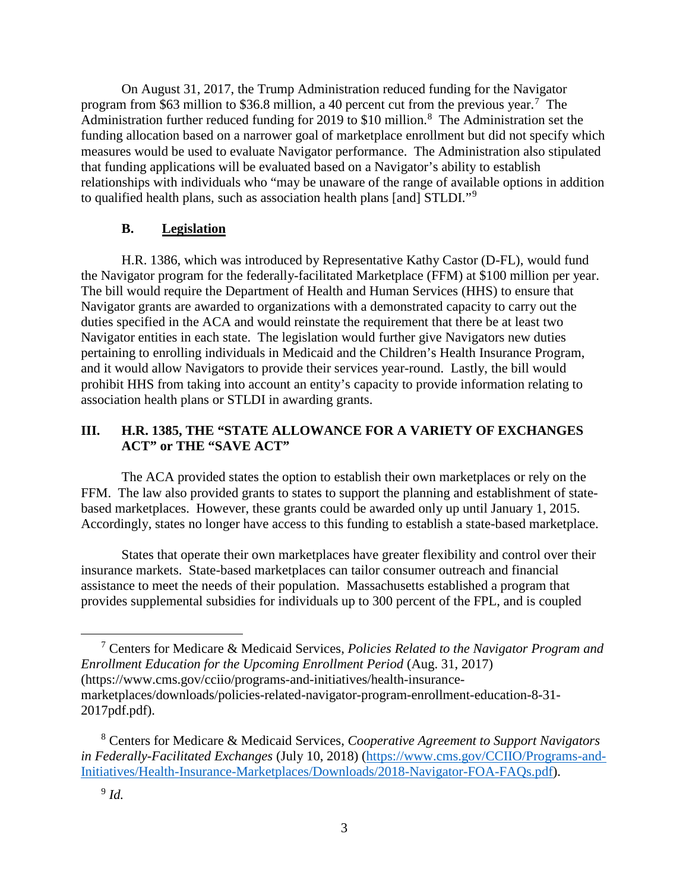On August 31, 2017, the Trump Administration reduced funding for the Navigator program from $63 million to $36.8 million, a 40 percent cut from the previous year.[7] The Administration further reduced funding for 2019 to $10 million.[8] The Administration set the funding allocation based on a narrower goal of marketplace enrollment but did not specify which measures would be used to evaluate Navigator performance. The Administration also stipulated that funding applications will be evaluated based on a Navigator's ability to establish relationships with individuals who "may be unaware of the range of available options in addition to qualified health plans, such as association health plans [and] STLDI."[9]

### B. Legislation

H.R. 1386, which was introduced by Representative Kathy Castor (D-FL), would fund the Navigator program for the federally-facilitated Marketplace (FFM) at $100 million per year. The bill would require the Department of Health and Human Services (HHS) to ensure that Navigator grants are awarded to organizations with a demonstrated capacity to carry out the duties specified in the ACA and would reinstate the requirement that there be at least two Navigator entities in each state. The legislation would further give Navigators new duties pertaining to enrolling individuals in Medicaid and the Children's Health Insurance Program, and it would allow Navigators to provide their services year-round. Lastly, the bill would prohibit HHS from taking into account an entity's capacity to provide information relating to association health plans or STLDI in awarding grants.

## III. H.R. 1385, THE "STATE ALLOWANCE FOR A VARIETY OF EXCHANGES ACT" or THE "SAVE ACT"

The ACA provided states the option to establish their own marketplaces or rely on the FFM. The law also provided grants to states to support the planning and establishment of state-based marketplaces. However, these grants could be awarded only up until January 1, 2015. Accordingly, states no longer have access to this funding to establish a state-based marketplace.

States that operate their own marketplaces have greater flexibility and control over their insurance markets. State-based marketplaces can tailor consumer outreach and financial assistance to meet the needs of their population. Massachusetts established a program that provides supplemental subsidies for individuals up to 300 percent of the FPL, and is coupled

---

[7] Centers for Medicare & Medicaid Services, *Policies Related to the Navigator Program and Enrollment Education for the Upcoming Enrollment Period* (Aug. 31, 2017) (https://www.cms.gov/cciio/programs-and-initiatives/health-insurance-marketplaces/downloads/policies-related-navigator-program-enrollment-education-8-31-2017pdf.pdf).

[8] Centers for Medicare & Medicaid Services, *Cooperative Agreement to Support Navigators in Federally-Facilitated Exchanges* (July 10, 2018) (https://www.cms.gov/CCIIO/Programs-and-Initiatives/Health-Insurance-Marketplaces/Downloads/2018-Navigator-FOA-FAQs.pdf).

[9] *Id.*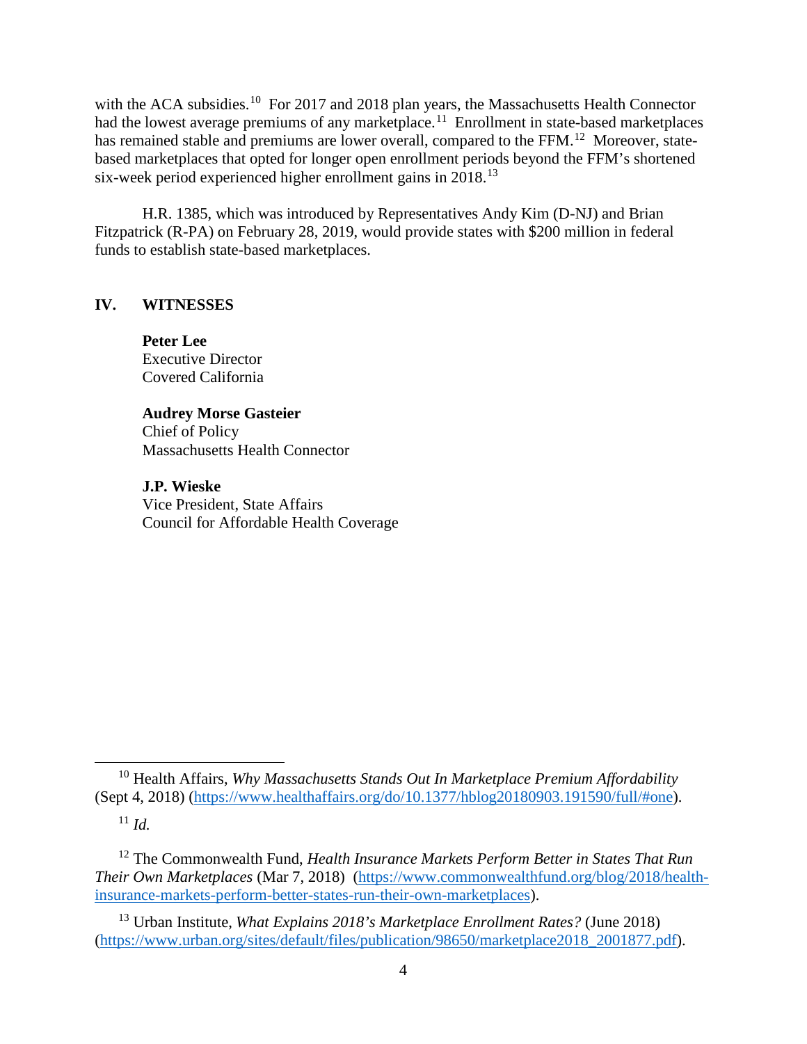with the ACA subsidies.[10] For 2017 and 2018 plan years, the Massachusetts Health Connector had the lowest average premiums of any marketplace.[11] Enrollment in state-based marketplaces has remained stable and premiums are lower overall, compared to the FFM.[12] Moreover, state-based marketplaces that opted for longer open enrollment periods beyond the FFM's shortened six-week period experienced higher enrollment gains in 2018.[13]

H.R. 1385, which was introduced by Representatives Andy Kim (D-NJ) and Brian Fitzpatrick (R-PA) on February 28, 2019, would provide states with $200 million in federal funds to establish state-based marketplaces.

## IV. WITNESSES

**Peter Lee**
Executive Director
Covered California

**Audrey Morse Gasteier**
Chief of Policy
Massachusetts Health Connector

**J.P. Wieske**
Vice President, State Affairs
Council for Affordable Health Coverage

---

[10] Health Affairs, *Why Massachusetts Stands Out In Marketplace Premium Affordability* (Sept 4, 2018) (https://www.healthaffairs.org/do/10.1377/hblog20180903.191590/full/#one).

[11] *Id.*

[12] The Commonwealth Fund, *Health Insurance Markets Perform Better in States That Run Their Own Marketplaces* (Mar 7, 2018) (https://www.commonwealthfund.org/blog/2018/health-insurance-markets-perform-better-states-run-their-own-marketplaces).

[13] Urban Institute, *What Explains 2018's Marketplace Enrollment Rates?* (June 2018) (https://www.urban.org/sites/default/files/publication/98650/marketplace2018_2001877.pdf).